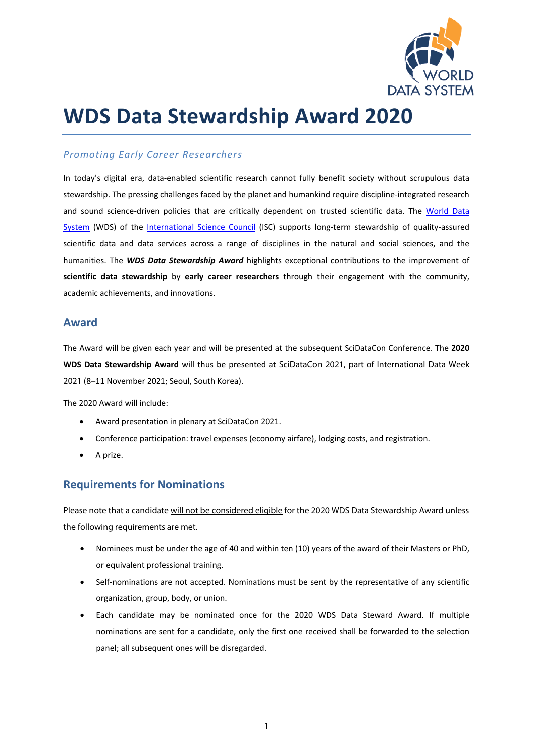# WDS Data Stewardship Award 2020

*Promoting Early Career Researchers*

In today's digital era, data-enabled scientific research cannot fully benefit society without scrupulous data stewardship. The pressing challenges faced by the planet and humankind require discipline-integrated research and sound science-driven policies that are critically dependent on trusted scientific data. The World Data System (WDS) of the International Science Council (ISC) supports long-term stewardship of quality-assured scientific data and data services across a range of disciplines in the natural and social sciences, and the humanities. The ***WDS Data Stewardship Award*** highlights exceptional contributions to the improvement of **scientific data stewardship** by **early career researchers** through their engagement with the community, academic achievements, and innovations.

## Award

The Award will be given each year and will be presented at the subsequent SciDataCon Conference. The **2020 WDS Data Stewardship Award** will thus be presented at SciDataCon 2021, part of International Data Week 2021 (8–11 November 2021; Seoul, South Korea).

The 2020 Award will include:

- Award presentation in plenary at SciDataCon 2021.
- Conference participation: travel expenses (economy airfare), lodging costs, and registration.
- A prize.

## Requirements for Nominations

Please note that a candidate will not be considered eligible for the 2020 WDS Data Stewardship Award unless the following requirements are met.

- Nominees must be under the age of 40 and within ten (10) years of the award of their Masters or PhD, or equivalent professional training.
- Self-nominations are not accepted. Nominations must be sent by the representative of any scientific organization, group, body, or union.
- Each candidate may be nominated once for the 2020 WDS Data Steward Award. If multiple nominations are sent for a candidate, only the first one received shall be forwarded to the selection panel; all subsequent ones will be disregarded.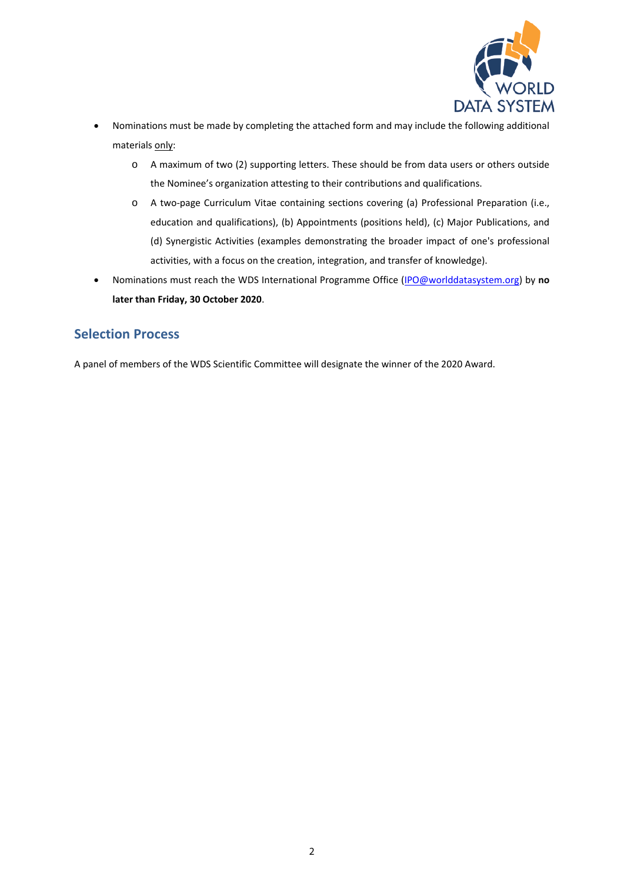- Nominations must be made by completing the attached form and may include the following additional materials only:
  - A maximum of two (2) supporting letters. These should be from data users or others outside the Nominee's organization attesting to their contributions and qualifications.
  - A two-page Curriculum Vitae containing sections covering (a) Professional Preparation (i.e., education and qualifications), (b) Appointments (positions held), (c) Major Publications, and (d) Synergistic Activities (examples demonstrating the broader impact of one's professional activities, with a focus on the creation, integration, and transfer of knowledge).
- Nominations must reach the WDS International Programme Office (IPO@worlddatasystem.org) by **no later than Friday, 30 October 2020**.

## Selection Process

A panel of members of the WDS Scientific Committee will designate the winner of the 2020 Award.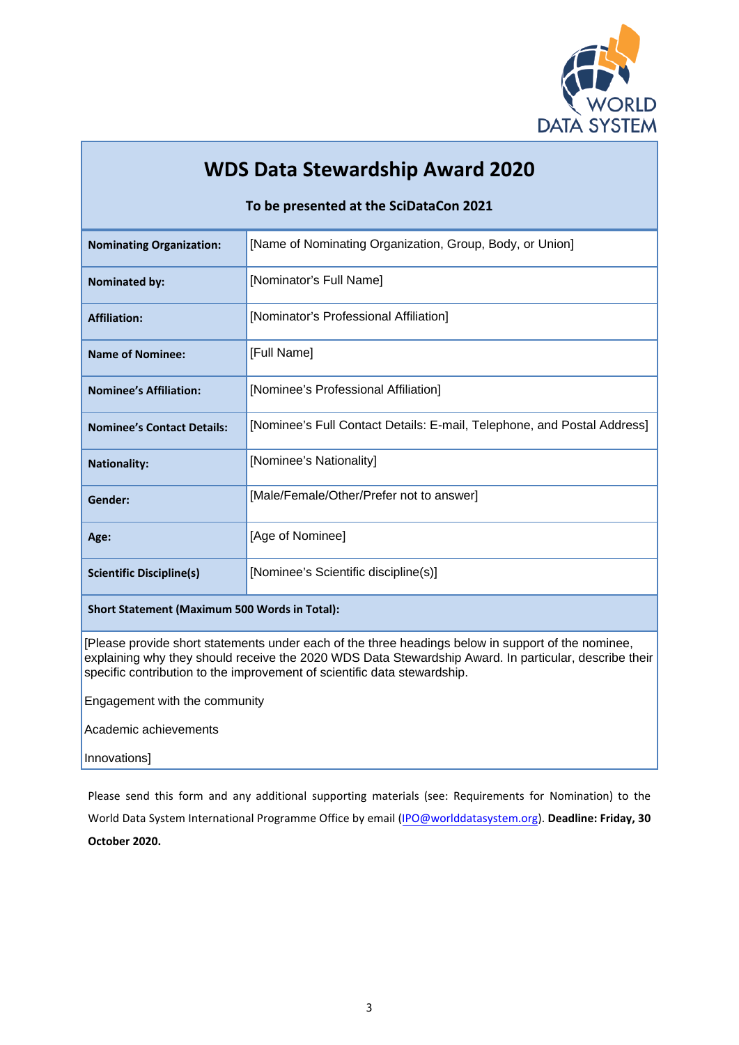WORLD DATA SYSTEM

# WDS Data Stewardship Award 2020

**To be presented at the SciDataCon 2021**

| | |
|---|---|
| **Nominating Organization:** | [Name of Nominating Organization, Group, Body, or Union] |
| **Nominated by:** | [Nominator's Full Name] |
| **Affiliation:** | [Nominator's Professional Affiliation] |
| **Name of Nominee:** | [Full Name] |
| **Nominee's Affiliation:** | [Nominee's Professional Affiliation] |
| **Nominee's Contact Details:** | [Nominee's Full Contact Details: E-mail, Telephone, and Postal Address] |
| **Nationality:** | [Nominee's Nationality] |
| **Gender:** | [Male/Female/Other/Prefer not to answer] |
| **Age:** | [Age of Nominee] |
| **Scientific Discipline(s)** | [Nominee's Scientific discipline(s)] |

**Short Statement (Maximum 500 Words in Total):**

[Please provide short statements under each of the three headings below in support of the nominee, explaining why they should receive the 2020 WDS Data Stewardship Award. In particular, describe their specific contribution to the improvement of scientific data stewardship.

Engagement with the community

Academic achievements

Innovations]

Please send this form and any additional supporting materials (see: Requirements for Nomination) to the World Data System International Programme Office by email (IPO@worlddatasystem.org). **Deadline: Friday, 30 October 2020.**